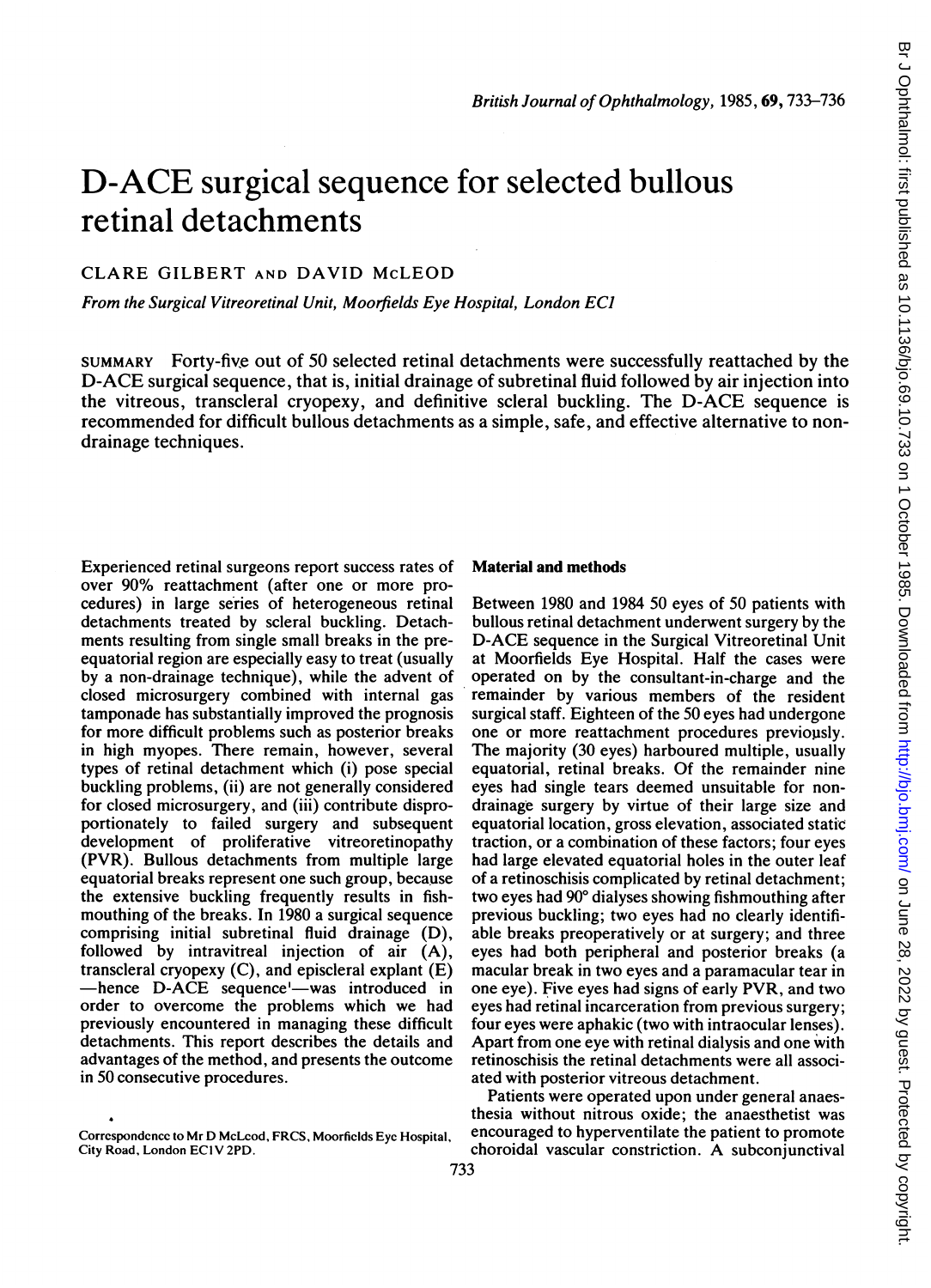# D-ACE surgical sequence for selected bullous retinal detachments

CLARE GILBERT AND DAVID McLEOD

*From the Surgical Vitreoretinal Unit, Moorfields Eye Hospital, London EC1*

SUMMARY Forty-five out of 50 selected retinal detachments were successfully reattached by the D-ACE surgical sequence, that is, initial drainage of subretinal fluid followed by air injection into the vitreous, transcleral cryopexy, and definitive scleral buckling. The D-ACE sequence is recommended for difficult bullous detachments as a simple, safe, and effective alternative to non-drainage techniques.

Experienced retinal surgeons report success rates of over 90% reattachment (after one or more procedures) in large series of heterogeneous retinal detachments treated by scleral buckling. Detachments resulting from single small breaks in the pre-equatorial region are especially easy to treat (usually by a non-drainage technique), while the advent of closed microsurgery combined with internal gas tamponade has substantially improved the prognosis for more difficult problems such as posterior breaks in high myopes. There remain, however, several types of retinal detachment which (i) pose special buckling problems, (ii) are not generally considered for closed microsurgery, and (iii) contribute disproportionately to failed surgery and subsequent development of proliferative vitreoretinopathy (PVR). Bullous detachments from multiple large equatorial breaks represent one such group, because the extensive buckling frequently results in fishmouthing of the breaks. In 1980 a surgical sequence comprising initial subretinal fluid drainage (D), followed by intravitreal injection of air (A), transcleral cryopexy (C), and episcleral explant (E) —hence D-ACE sequence[1]—was introduced in order to overcome the problems which we had previously encountered in managing these difficult detachments. This report describes the details and advantages of the method, and presents the outcome in 50 consecutive procedures.

## Material and methods

Between 1980 and 1984 50 eyes of 50 patients with bullous retinal detachment underwent surgery by the D-ACE sequence in the Surgical Vitreoretinal Unit at Moorfields Eye Hospital. Half the cases were operated on by the consultant-in-charge and the remainder by various members of the resident surgical staff. Eighteen of the 50 eyes had undergone one or more reattachment procedures previously. The majority (30 eyes) harboured multiple, usually equatorial, retinal breaks. Of the remainder nine eyes had single tears deemed unsuitable for non-drainage surgery by virtue of their large size and equatorial location, gross elevation, associated static traction, or a combination of these factors; four eyes had large elevated equatorial holes in the outer leaf of a retinoschisis complicated by retinal detachment; two eyes had 90° dialyses showing fishmouthing after previous buckling; two eyes had no clearly identifiable breaks preoperatively or at surgery; and three eyes had both peripheral and posterior breaks (a macular break in two eyes and a paramacular tear in one eye). Five eyes had signs of early PVR, and two eyes had retinal incarceration from previous surgery; four eyes were aphakic (two with intraocular lenses). Apart from one eye with retinal dialysis and one with retinoschisis the retinal detachments were all associated with posterior vitreous detachment.

Patients were operated upon under general anaesthesia without nitrous oxide; the anaesthetist was encouraged to hyperventilate the patient to promote choroidal vascular constriction. A subconjunctival

Correspondence to Mr D McLeod, FRCS, Moorfields Eye Hospital, City Road, London EC1V 2PD.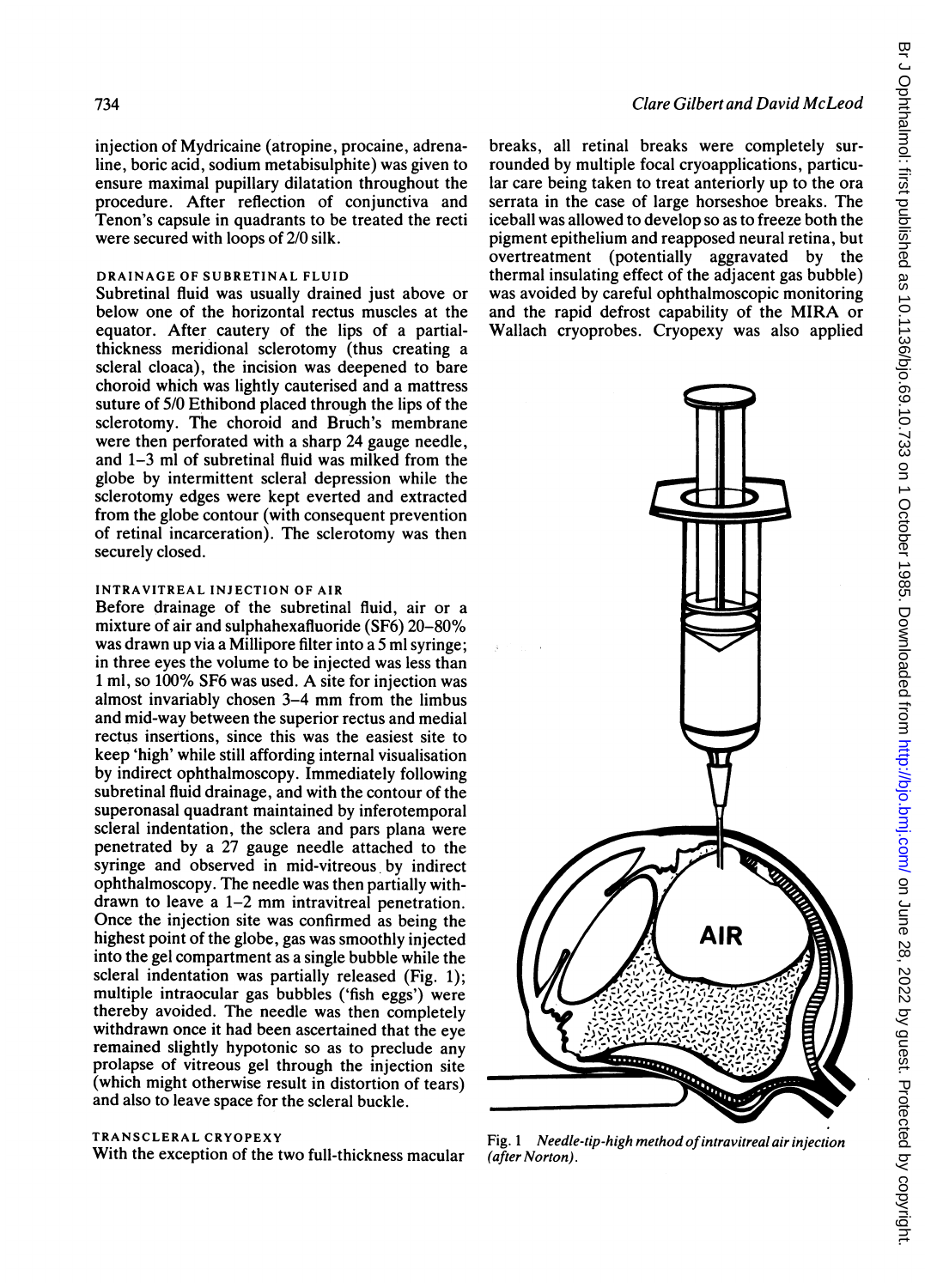injection of Mydricaine (atropine, procaine, adrenaline, boric acid, sodium metabisulphite) was given to ensure maximal pupillary dilatation throughout the procedure. After reflection of conjunctiva and Tenon's capsule in quadrants to be treated the recti were secured with loops of 2/0 silk.

### DRAINAGE OF SUBRETINAL FLUID

Subretinal fluid was usually drained just above or below one of the horizontal rectus muscles at the equator. After cautery of the lips of a partial-thickness meridional sclerotomy (thus creating a scleral cloaca), the incision was deepened to bare choroid which was lightly cauterised and a mattress suture of 5/0 Ethibond placed through the lips of the sclerotomy. The choroid and Bruch's membrane were then perforated with a sharp 24 gauge needle, and 1–3 ml of subretinal fluid was milked from the globe by intermittent scleral depression while the sclerotomy edges were kept everted and extracted from the globe contour (with consequent prevention of retinal incarceration). The sclerotomy was then securely closed.

### INTRAVITREAL INJECTION OF AIR

Before drainage of the subretinal fluid, air or a mixture of air and sulphahexafluoride ($SF_6$) 20–80% was drawn up via a Millipore filter into a 5 ml syringe; in three eyes the volume to be injected was less than 1 ml, so 100% $SF_6$ was used. A site for injection was almost invariably chosen 3–4 mm from the limbus and mid-way between the superior rectus and medial rectus insertions, since this was the easiest site to keep 'high' while still affording internal visualisation by indirect ophthalmoscopy. Immediately following subretinal fluid drainage, and with the contour of the superonasal quadrant maintained by inferotemporal scleral indentation, the sclera and pars plana were penetrated by a 27 gauge needle attached to the syringe and observed in mid-vitreous by indirect ophthalmoscopy. The needle was then partially withdrawn to leave a 1–2 mm intravitreal penetration. Once the injection site was confirmed as being the highest point of the globe, gas was smoothly injected into the gel compartment as a single bubble while the scleral indentation was partially released (Fig. 1); multiple intraocular gas bubbles ('fish eggs') were thereby avoided. The needle was then completely withdrawn once it had been ascertained that the eye remained slightly hypotonic so as to preclude any prolapse of vitreous gel through the injection site (which might otherwise result in distortion of tears) and also to leave space for the scleral buckle.

### TRANSCLERAL CRYOPEXY

With the exception of the two full-thickness macular breaks, all retinal breaks were completely surrounded by multiple focal cryoapplications, particular care being taken to treat anteriorly up to the ora serrata in the case of large horseshoe breaks. The iceball was allowed to develop so as to freeze both the pigment epithelium and reapposed neural retina, but overtreatment (potentially aggravated by the thermal insulating effect of the adjacent gas bubble) was avoided by careful ophthalmoscopic monitoring and the rapid defrost capability of the MIRA or Wallach cryoprobes. Cryopexy was also applied

Fig. 1 *Needle-tip-high method of intravitreal air injection (after Norton).*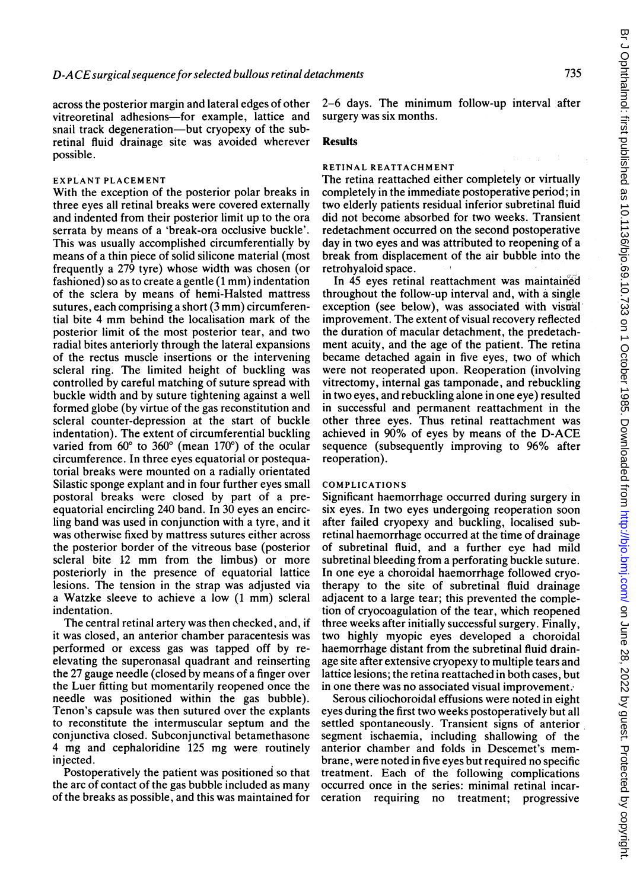across the posterior margin and lateral edges of other vitreoretinal adhesions—for example, lattice and snail track degeneration—but cryopexy of the subretinal fluid drainage site was avoided wherever possible.

### EXPLANT PLACEMENT

With the exception of the posterior polar breaks in three eyes all retinal breaks were covered externally and indented from their posterior limit up to the ora serrata by means of a 'break-ora occlusive buckle'. This was usually accomplished circumferentially by means of a thin piece of solid silicone material (most frequently a 279 tyre) whose width was chosen (or fashioned) so as to create a gentle (1 mm) indentation of the sclera by means of hemi-Halsted mattress sutures, each comprising a short (3 mm) circumferential bite 4 mm behind the localisation mark of the posterior limit of the most posterior tear, and two radial bites anteriorly through the lateral expansions of the rectus muscle insertions or the intervening scleral ring. The limited height of buckling was controlled by careful matching of suture spread with buckle width and by suture tightening against a well formed globe (by virtue of the gas reconstitution and scleral counter-depression at the start of buckle indentation). The extent of circumferential buckling varied from 60° to 360° (mean 170°) of the ocular circumference. In three eyes equatorial or postequatorial breaks were mounted on a radially orientated Silastic sponge explant and in four further eyes small postoral breaks were closed by part of a preequatorial encircling 240 band. In 30 eyes an encircling band was used in conjunction with a tyre, and it was otherwise fixed by mattress sutures either across the posterior border of the vitreous base (posterior scleral bite 12 mm from the limbus) or more posteriorly in the presence of equatorial lattice lesions. The tension in the strap was adjusted via a Watzke sleeve to achieve a low (1 mm) scleral indentation.

The central retinal artery was then checked, and, if it was closed, an anterior chamber paracentesis was performed or excess gas was tapped off by re-elevating the superonasal quadrant and reinserting the 27 gauge needle (closed by means of a finger over the Luer fitting but momentarily reopened once the needle was positioned within the gas bubble). Tenon's capsule was then sutured over the explants to reconstitute the intermuscular septum and the conjunctiva closed. Subconjunctival betamethasone 4 mg and cephaloridine 125 mg were routinely injected.

Postoperatively the patient was positioned so that the arc of contact of the gas bubble included as many of the breaks as possible, and this was maintained for 2–6 days. The minimum follow-up interval after surgery was six months.

## Results

### RETINAL REATTACHMENT

The retina reattached either completely or virtually completely in the immediate postoperative period; in two elderly patients residual inferior subretinal fluid did not become absorbed for two weeks. Transient redetachment occurred on the second postoperative day in two eyes and was attributed to reopening of a break from displacement of the air bubble into the retrohyaloid space.

In 45 eyes retinal reattachment was maintained throughout the follow-up interval and, with a single exception (see below), was associated with visual improvement. The extent of visual recovery reflected the duration of macular detachment, the predetachment acuity, and the age of the patient. The retina became detached again in five eyes, two of which were not reoperated upon. Reoperation (involving vitrectomy, internal gas tamponade, and rebuckling in two eyes, and rebuckling alone in one eye) resulted in successful and permanent reattachment in the other three eyes. Thus retinal reattachment was achieved in 90% of eyes by means of the D-ACE sequence (subsequently improving to 96% after reoperation).

### COMPLICATIONS

Significant haemorrhage occurred during surgery in six eyes. In two eyes undergoing reoperation soon after failed cryopexy and buckling, localised subretinal haemorrhage occurred at the time of drainage of subretinal fluid, and a further eye had mild subretinal bleeding from a perforating buckle suture. In one eye a choroidal haemorrhage followed cryotherapy to the site of subretinal fluid drainage adjacent to a large tear; this prevented the completion of cryocoagulation of the tear, which reopened three weeks after initially successful surgery. Finally, two highly myopic eyes developed a choroidal haemorrhage distant from the subretinal fluid drainage site after extensive cryopexy to multiple tears and lattice lesions; the retina reattached in both cases, but in one there was no associated visual improvement.

Serous ciliochoroidal effusions were noted in eight eyes during the first two weeks postoperatively but all settled spontaneously. Transient signs of anterior segment ischaemia, including shallowing of the anterior chamber and folds in Descemet's membrane, were noted in five eyes but required no specific treatment. Each of the following complications occurred once in the series: minimal retinal incarceration requiring no treatment; progressive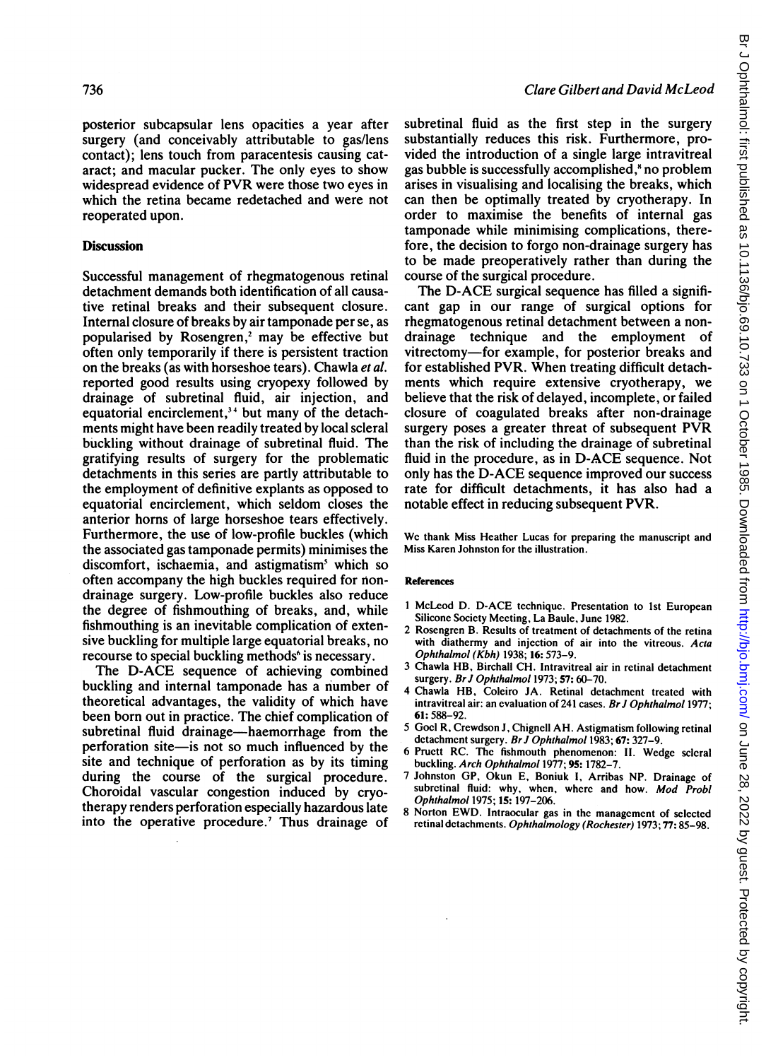posterior subcapsular lens opacities a year after surgery (and conceivably attributable to gas/lens contact); lens touch from paracentesis causing cataract; and macular pucker. The only eyes to show widespread evidence of PVR were those two eyes in which the retina became redetached and were not reoperated upon.

## Discussion

Successful management of rhegmatogenous retinal detachment demands both identification of all causative retinal breaks and their subsequent closure. Internal closure of breaks by air tamponade per se, as popularised by Rosengren,[2] may be effective but often only temporarily if there is persistent traction on the breaks (as with horseshoe tears). Chawla *et al.* reported good results using cryopexy followed by drainage of subretinal fluid, air injection, and equatorial encirclement,[3,4] but many of the detachments might have been readily treated by local scleral buckling without drainage of subretinal fluid. The gratifying results of surgery for the problematic detachments in this series are partly attributable to the employment of definitive explants as opposed to equatorial encirclement, which seldom closes the anterior horns of large horseshoe tears effectively. Furthermore, the use of low-profile buckles (which the associated gas tamponade permits) minimises the discomfort, ischaemia, and astigmatism[5] which so often accompany the high buckles required for non-drainage surgery. Low-profile buckles also reduce the degree of fishmouthing of breaks, and, while fishmouthing is an inevitable complication of extensive buckling for multiple large equatorial breaks, no recourse to special buckling methods[6] is necessary.

The D-ACE sequence of achieving combined buckling and internal tamponade has a number of theoretical advantages, the validity of which have been born out in practice. The chief complication of subretinal fluid drainage—haemorrhage from the perforation site—is not so much influenced by the site and technique of perforation as by its timing during the course of the surgical procedure. Choroidal vascular congestion induced by cryotherapy renders perforation especially hazardous late into the operative procedure.[7] Thus drainage of subretinal fluid as the first step in the surgery substantially reduces this risk. Furthermore, provided the introduction of a single large intravitreal gas bubble is successfully accomplished,[8] no problem arises in visualising and localising the breaks, which can then be optimally treated by cryotherapy. In order to maximise the benefits of internal gas tamponade while minimising complications, therefore, the decision to forgo non-drainage surgery has to be made preoperatively rather than during the course of the surgical procedure.

The D-ACE surgical sequence has filled a significant gap in our range of surgical options for rhegmatogenous retinal detachment between a non-drainage technique and the employment of vitrectomy—for example, for posterior breaks and for established PVR. When treating difficult detachments which require extensive cryotherapy, we believe that the risk of delayed, incomplete, or failed closure of coagulated breaks after non-drainage surgery poses a greater threat of subsequent PVR than the risk of including the drainage of subretinal fluid in the procedure, as in D-ACE sequence. Not only has the D-ACE sequence improved our success rate for difficult detachments, it has also had a notable effect in reducing subsequent PVR.

We thank Miss Heather Lucas for preparing the manuscript and Miss Karen Johnston for the illustration.

### References

1. McLeod D. D-ACE technique. Presentation to 1st European Silicone Society Meeting, La Baule, June 1982.
2. Rosengren B. Results of treatment of detachments of the retina with diathermy and injection of air into the vitreous. *Acta Ophthalmol (Kbh)* 1938; **16:** 573–9.
3. Chawla HB, Birchall CH. Intravitreal air in retinal detachment surgery. *Br J Ophthalmol* 1973; **57:** 60–70.
4. Chawla HB, Coleiro JA. Retinal detachment treated with intravitreal air: an evaluation of 241 cases. *Br J Ophthalmol* 1977; **61:** 588–92.
5. Goel R, Crewdson J, Chignell AH. Astigmatism following retinal detachment surgery. *Br J Ophthalmol* 1983; **67:** 327–9.
6. Pruett RC. The fishmouth phenomenon: II. Wedge scleral buckling. *Arch Ophthalmol* 1977; **95:** 1782–7.
7. Johnston GP, Okun E, Boniuk I, Arribas NP. Drainage of subretinal fluid: why, when, where and how. *Mod Probl Ophthalmol* 1975; **15:** 197–206.
8. Norton EWD. Intraocular gas in the management of selected retinal detachments. *Ophthalmology (Rochester)* 1973; **77:** 85–98.